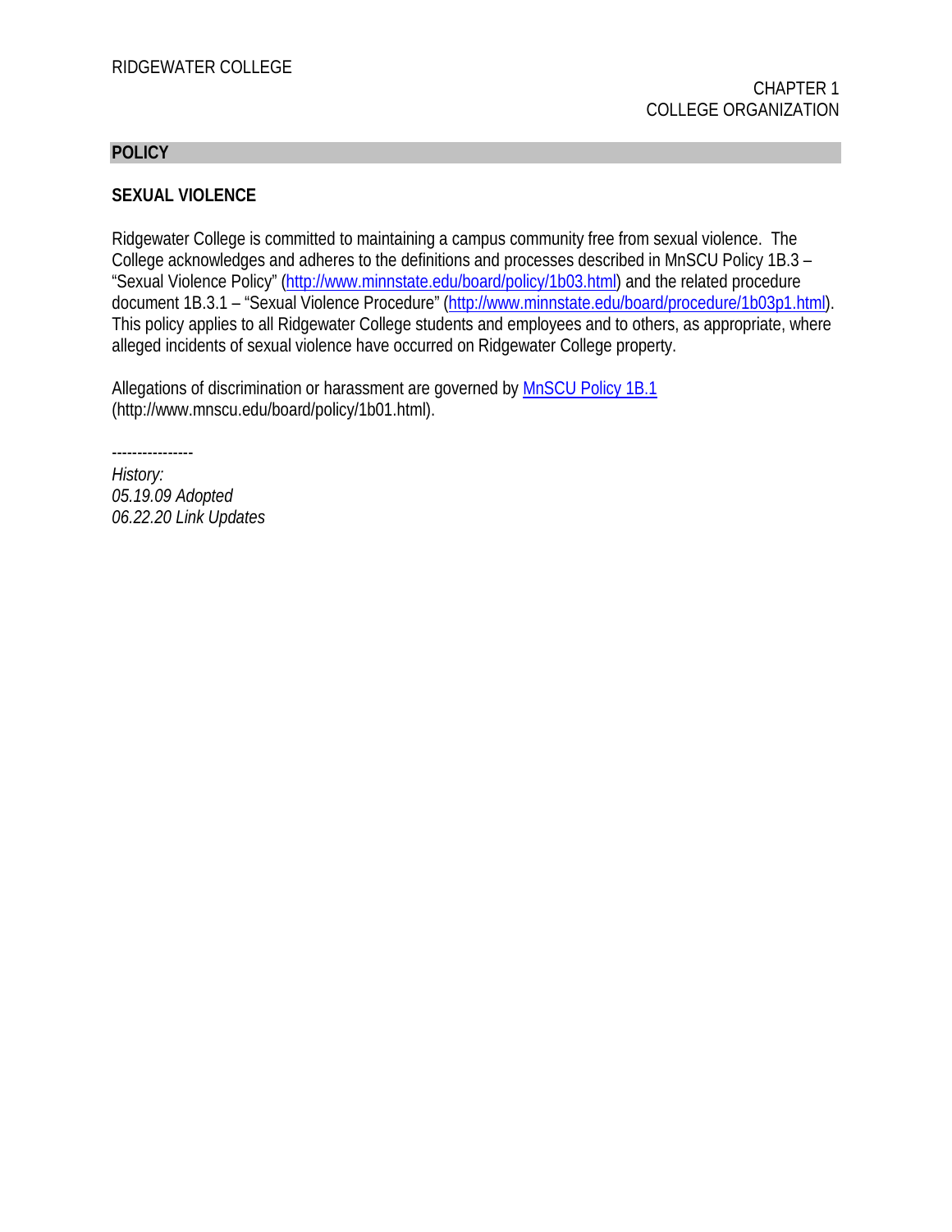RIDGEWATER COLLEGE

CHAPTER 1
COLLEGE ORGANIZATION

## POLICY

### SEXUAL VIOLENCE

Ridgewater College is committed to maintaining a campus community free from sexual violence. The College acknowledges and adheres to the definitions and processes described in MnSCU Policy 1B.3 – "Sexual Violence Policy" (http://www.minnstate.edu/board/policy/1b03.html) and the related procedure document 1B.3.1 – "Sexual Violence Procedure" (http://www.minnstate.edu/board/procedure/1b03p1.html). This policy applies to all Ridgewater College students and employees and to others, as appropriate, where alleged incidents of sexual violence have occurred on Ridgewater College property.

Allegations of discrimination or harassment are governed by MnSCU Policy 1B.1 (http://www.mnscu.edu/board/policy/1b01.html).

----------------

*History:*
*05.19.09 Adopted*
*06.22.20 Link Updates*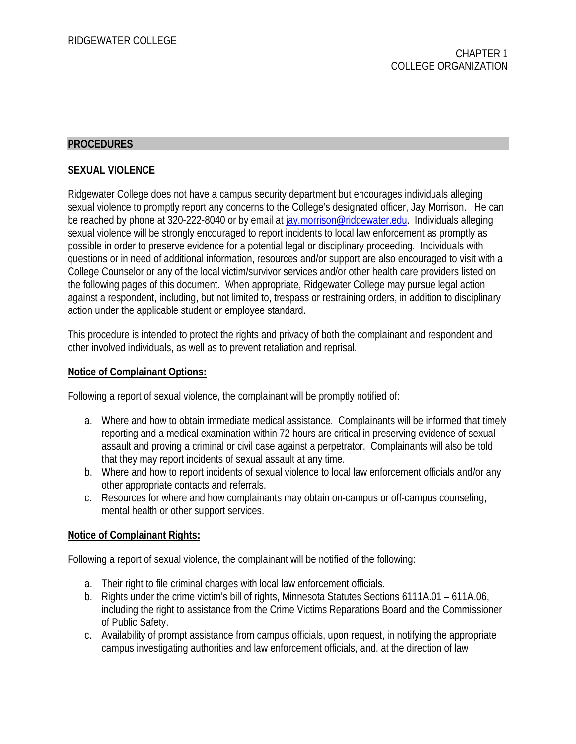## PROCEDURES

### SEXUAL VIOLENCE

Ridgewater College does not have a campus security department but encourages individuals alleging sexual violence to promptly report any concerns to the College's designated officer, Jay Morrison. He can be reached by phone at 320-222-8040 or by email at jay.morrison@ridgewater.edu. Individuals alleging sexual violence will be strongly encouraged to report incidents to local law enforcement as promptly as possible in order to preserve evidence for a potential legal or disciplinary proceeding. Individuals with questions or in need of additional information, resources and/or support are also encouraged to visit with a College Counselor or any of the local victim/survivor services and/or other health care providers listed on the following pages of this document. When appropriate, Ridgewater College may pursue legal action against a respondent, including, but not limited to, trespass or restraining orders, in addition to disciplinary action under the applicable student or employee standard.

This procedure is intended to protect the rights and privacy of both the complainant and respondent and other involved individuals, as well as to prevent retaliation and reprisal.

**Notice of Complainant Options:**

Following a report of sexual violence, the complainant will be promptly notified of:

a. Where and how to obtain immediate medical assistance. Complainants will be informed that timely reporting and a medical examination within 72 hours are critical in preserving evidence of sexual assault and proving a criminal or civil case against a perpetrator. Complainants will also be told that they may report incidents of sexual assault at any time.
b. Where and how to report incidents of sexual violence to local law enforcement officials and/or any other appropriate contacts and referrals.
c. Resources for where and how complainants may obtain on-campus or off-campus counseling, mental health or other support services.

**Notice of Complainant Rights:**

Following a report of sexual violence, the complainant will be notified of the following:

a. Their right to file criminal charges with local law enforcement officials.
b. Rights under the crime victim's bill of rights, Minnesota Statutes Sections 6111A.01 – 611A.06, including the right to assistance from the Crime Victims Reparations Board and the Commissioner of Public Safety.
c. Availability of prompt assistance from campus officials, upon request, in notifying the appropriate campus investigating authorities and law enforcement officials, and, at the direction of law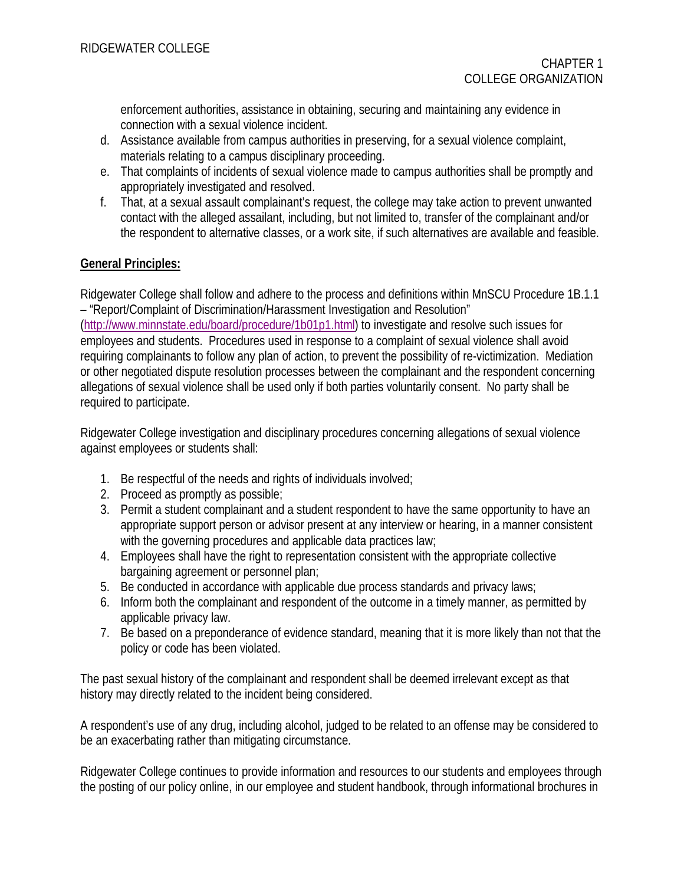enforcement authorities, assistance in obtaining, securing and maintaining any evidence in connection with a sexual violence incident.

d. Assistance available from campus authorities in preserving, for a sexual violence complaint, materials relating to a campus disciplinary proceeding.
e. That complaints of incidents of sexual violence made to campus authorities shall be promptly and appropriately investigated and resolved.
f. That, at a sexual assault complainant's request, the college may take action to prevent unwanted contact with the alleged assailant, including, but not limited to, transfer of the complainant and/or the respondent to alternative classes, or a work site, if such alternatives are available and feasible.

**General Principles:**

Ridgewater College shall follow and adhere to the process and definitions within MnSCU Procedure 1B.1.1 – "Report/Complaint of Discrimination/Harassment Investigation and Resolution" (http://www.minnstate.edu/board/procedure/1b01p1.html) to investigate and resolve such issues for employees and students. Procedures used in response to a complaint of sexual violence shall avoid requiring complainants to follow any plan of action, to prevent the possibility of re-victimization. Mediation or other negotiated dispute resolution processes between the complainant and the respondent concerning allegations of sexual violence shall be used only if both parties voluntarily consent. No party shall be required to participate.

Ridgewater College investigation and disciplinary procedures concerning allegations of sexual violence against employees or students shall:

1. Be respectful of the needs and rights of individuals involved;
2. Proceed as promptly as possible;
3. Permit a student complainant and a student respondent to have the same opportunity to have an appropriate support person or advisor present at any interview or hearing, in a manner consistent with the governing procedures and applicable data practices law;
4. Employees shall have the right to representation consistent with the appropriate collective bargaining agreement or personnel plan;
5. Be conducted in accordance with applicable due process standards and privacy laws;
6. Inform both the complainant and respondent of the outcome in a timely manner, as permitted by applicable privacy law.
7. Be based on a preponderance of evidence standard, meaning that it is more likely than not that the policy or code has been violated.

The past sexual history of the complainant and respondent shall be deemed irrelevant except as that history may directly related to the incident being considered.

A respondent's use of any drug, including alcohol, judged to be related to an offense may be considered to be an exacerbating rather than mitigating circumstance.

Ridgewater College continues to provide information and resources to our students and employees through the posting of our policy online, in our employee and student handbook, through informational brochures in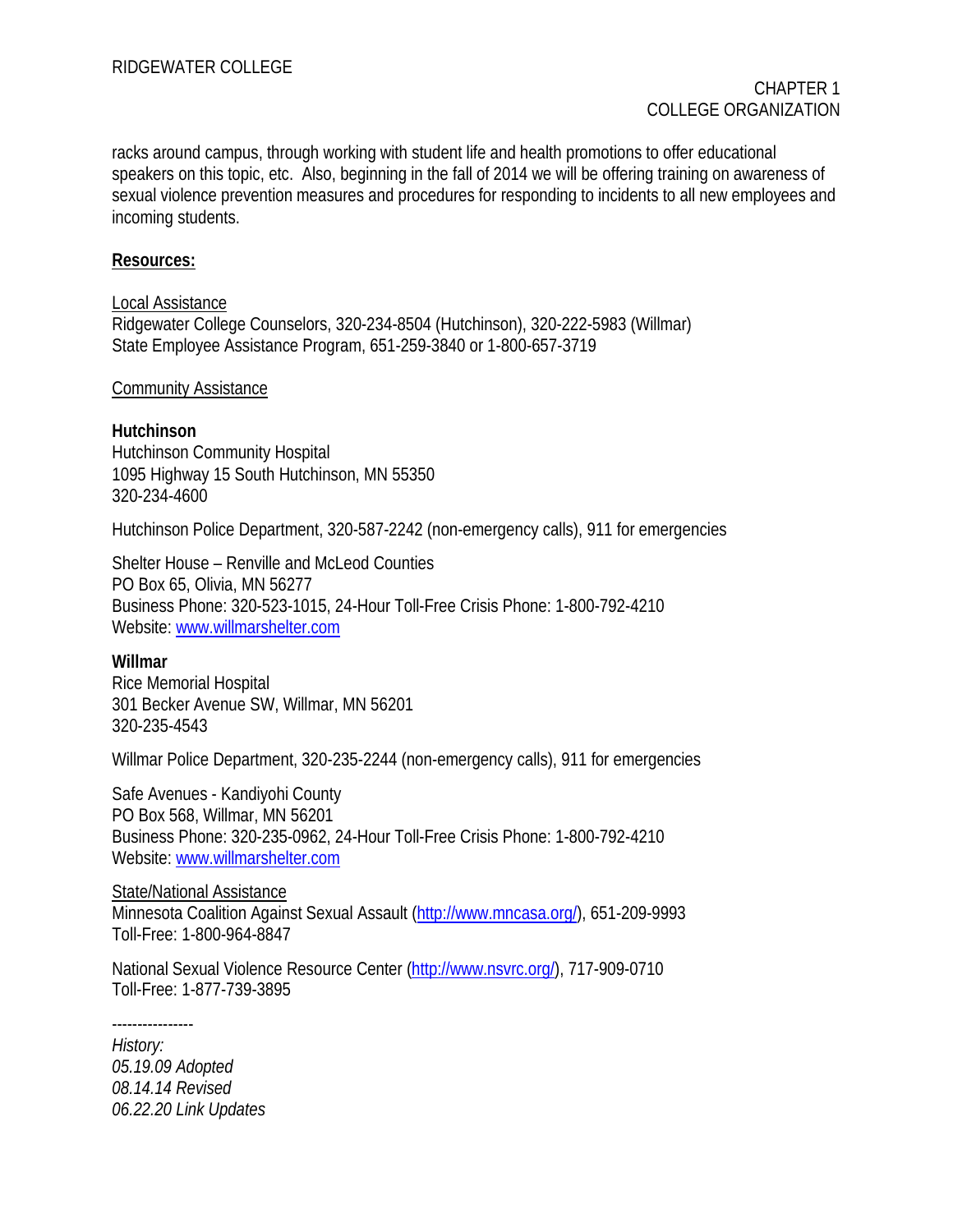racks around campus, through working with student life and health promotions to offer educational speakers on this topic, etc. Also, beginning in the fall of 2014 we will be offering training on awareness of sexual violence prevention measures and procedures for responding to incidents to all new employees and incoming students.

**Resources:**

Local Assistance
Ridgewater College Counselors, 320-234-8504 (Hutchinson), 320-222-5983 (Willmar)
State Employee Assistance Program, 651-259-3840 or 1-800-657-3719

Community Assistance

**Hutchinson**
Hutchinson Community Hospital
1095 Highway 15 South Hutchinson, MN 55350
320-234-4600

Hutchinson Police Department, 320-587-2242 (non-emergency calls), 911 for emergencies

Shelter House – Renville and McLeod Counties
PO Box 65, Olivia, MN 56277
Business Phone: 320-523-1015, 24-Hour Toll-Free Crisis Phone: 1-800-792-4210
Website: www.willmarshelter.com

**Willmar**
Rice Memorial Hospital
301 Becker Avenue SW, Willmar, MN 56201
320-235-4543

Willmar Police Department, 320-235-2244 (non-emergency calls), 911 for emergencies

Safe Avenues - Kandiyohi County
PO Box 568, Willmar, MN 56201
Business Phone: 320-235-0962, 24-Hour Toll-Free Crisis Phone: 1-800-792-4210
Website: www.willmarshelter.com

State/National Assistance
Minnesota Coalition Against Sexual Assault (http://www.mncasa.org/), 651-209-9993
Toll-Free: 1-800-964-8847

National Sexual Violence Resource Center (http://www.nsvrc.org/), 717-909-0710
Toll-Free: 1-877-739-3895

----------------
*History:*
*05.19.09 Adopted*
*08.14.14 Revised*
*06.22.20 Link Updates*